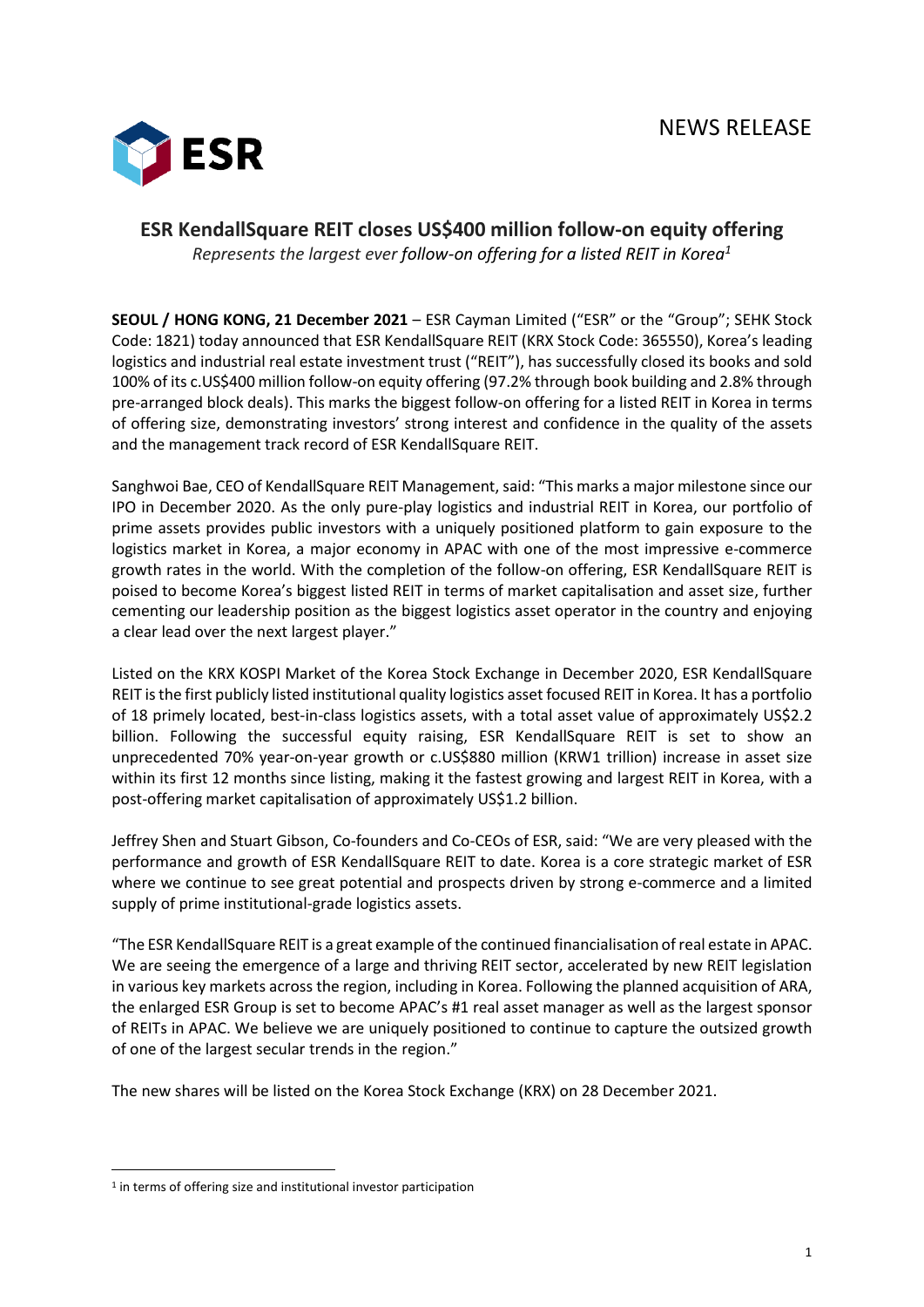NEWS RELEASE

# ESR KendallSquare REIT closes US$400 million follow-on equity offering

*Represents the largest ever follow-on offering for a listed REIT in Korea[1]*

**SEOUL / HONG KONG, 21 December 2021** – ESR Cayman Limited ("ESR" or the "Group"; SEHK Stock Code: 1821) today announced that ESR KendallSquare REIT (KRX Stock Code: 365550), Korea's leading logistics and industrial real estate investment trust ("REIT"), has successfully closed its books and sold 100% of its c.US$400 million follow-on equity offering (97.2% through book building and 2.8% through pre-arranged block deals). This marks the biggest follow-on offering for a listed REIT in Korea in terms of offering size, demonstrating investors' strong interest and confidence in the quality of the assets and the management track record of ESR KendallSquare REIT.

Sanghwoi Bae, CEO of KendallSquare REIT Management, said: "This marks a major milestone since our IPO in December 2020. As the only pure-play logistics and industrial REIT in Korea, our portfolio of prime assets provides public investors with a uniquely positioned platform to gain exposure to the logistics market in Korea, a major economy in APAC with one of the most impressive e-commerce growth rates in the world. With the completion of the follow-on offering, ESR KendallSquare REIT is poised to become Korea's biggest listed REIT in terms of market capitalisation and asset size, further cementing our leadership position as the biggest logistics asset operator in the country and enjoying a clear lead over the next largest player."

Listed on the KRX KOSPI Market of the Korea Stock Exchange in December 2020, ESR KendallSquare REIT is the first publicly listed institutional quality logistics asset focused REIT in Korea. It has a portfolio of 18 primely located, best-in-class logistics assets, with a total asset value of approximately US$2.2 billion. Following the successful equity raising, ESR KendallSquare REIT is set to show an unprecedented 70% year-on-year growth or c.US$880 million (KRW1 trillion) increase in asset size within its first 12 months since listing, making it the fastest growing and largest REIT in Korea, with a post-offering market capitalisation of approximately US$1.2 billion.

Jeffrey Shen and Stuart Gibson, Co-founders and Co-CEOs of ESR, said: "We are very pleased with the performance and growth of ESR KendallSquare REIT to date. Korea is a core strategic market of ESR where we continue to see great potential and prospects driven by strong e-commerce and a limited supply of prime institutional-grade logistics assets.

"The ESR KendallSquare REIT is a great example of the continued financialisation of real estate in APAC. We are seeing the emergence of a large and thriving REIT sector, accelerated by new REIT legislation in various key markets across the region, including in Korea. Following the planned acquisition of ARA, the enlarged ESR Group is set to become APAC's #1 real asset manager as well as the largest sponsor of REITs in APAC. We believe we are uniquely positioned to continue to capture the outsized growth of one of the largest secular trends in the region."

The new shares will be listed on the Korea Stock Exchange (KRX) on 28 December 2021.

---

[1] in terms of offering size and institutional investor participation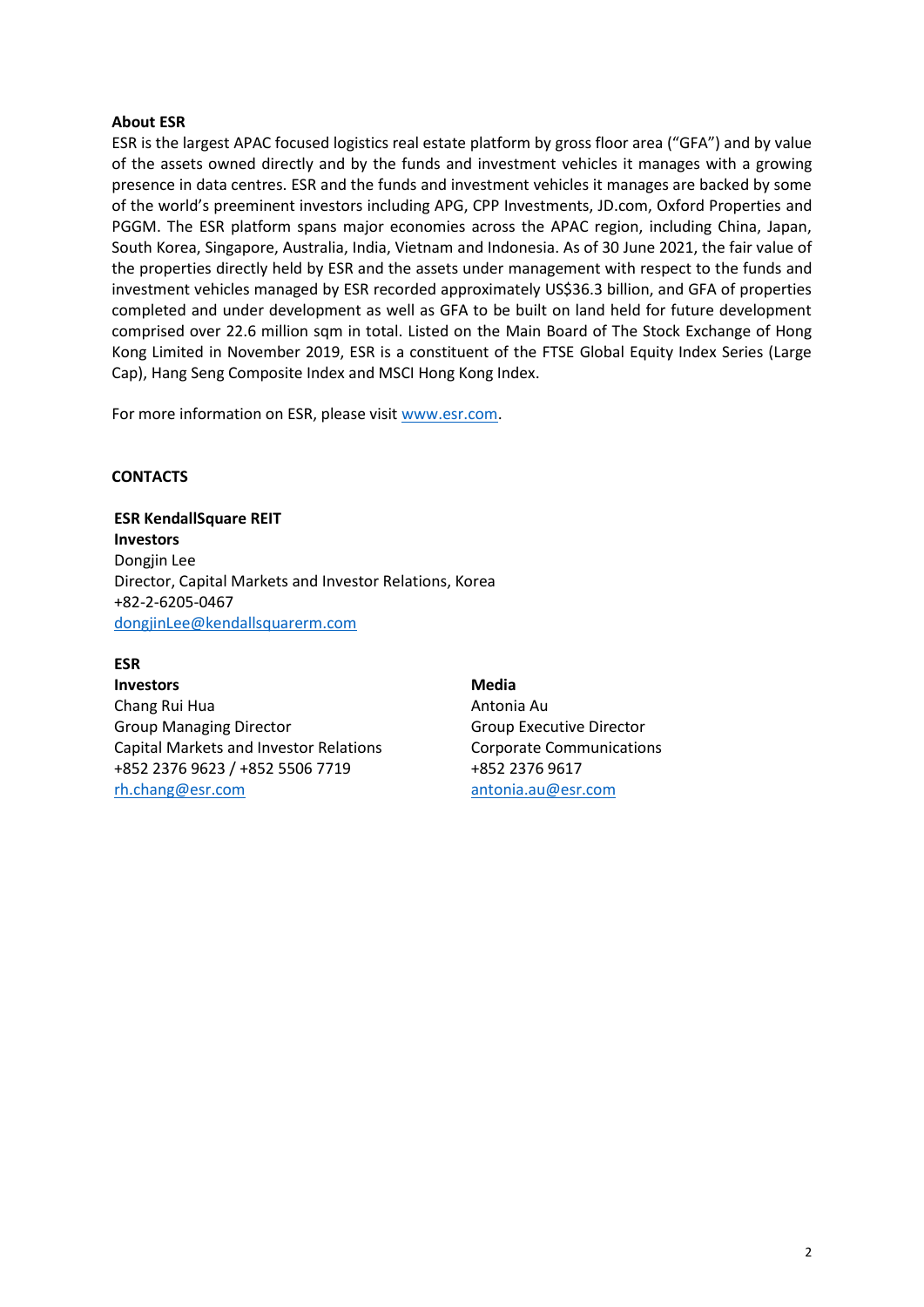**About ESR**

ESR is the largest APAC focused logistics real estate platform by gross floor area ("GFA") and by value of the assets owned directly and by the funds and investment vehicles it manages with a growing presence in data centres. ESR and the funds and investment vehicles it manages are backed by some of the world's preeminent investors including APG, CPP Investments, JD.com, Oxford Properties and PGGM. The ESR platform spans major economies across the APAC region, including China, Japan, South Korea, Singapore, Australia, India, Vietnam and Indonesia. As of 30 June 2021, the fair value of the properties directly held by ESR and the assets under management with respect to the funds and investment vehicles managed by ESR recorded approximately US$36.3 billion, and GFA of properties completed and under development as well as GFA to be built on land held for future development comprised over 22.6 million sqm in total. Listed on the Main Board of The Stock Exchange of Hong Kong Limited in November 2019, ESR is a constituent of the FTSE Global Equity Index Series (Large Cap), Hang Seng Composite Index and MSCI Hong Kong Index.

For more information on ESR, please visit www.esr.com.

**CONTACTS**

**ESR KendallSquare REIT**
**Investors**
Dongjin Lee
Director, Capital Markets and Investor Relations, Korea
+82-2-6205-0467
dongjinLee@kendallsquarerm.com

**ESR**

**Investors**
Chang Rui Hua
Group Managing Director
Capital Markets and Investor Relations
+852 2376 9623 / +852 5506 7719
rh.chang@esr.com

**Media**
Antonia Au
Group Executive Director
Corporate Communications
+852 2376 9617
antonia.au@esr.com